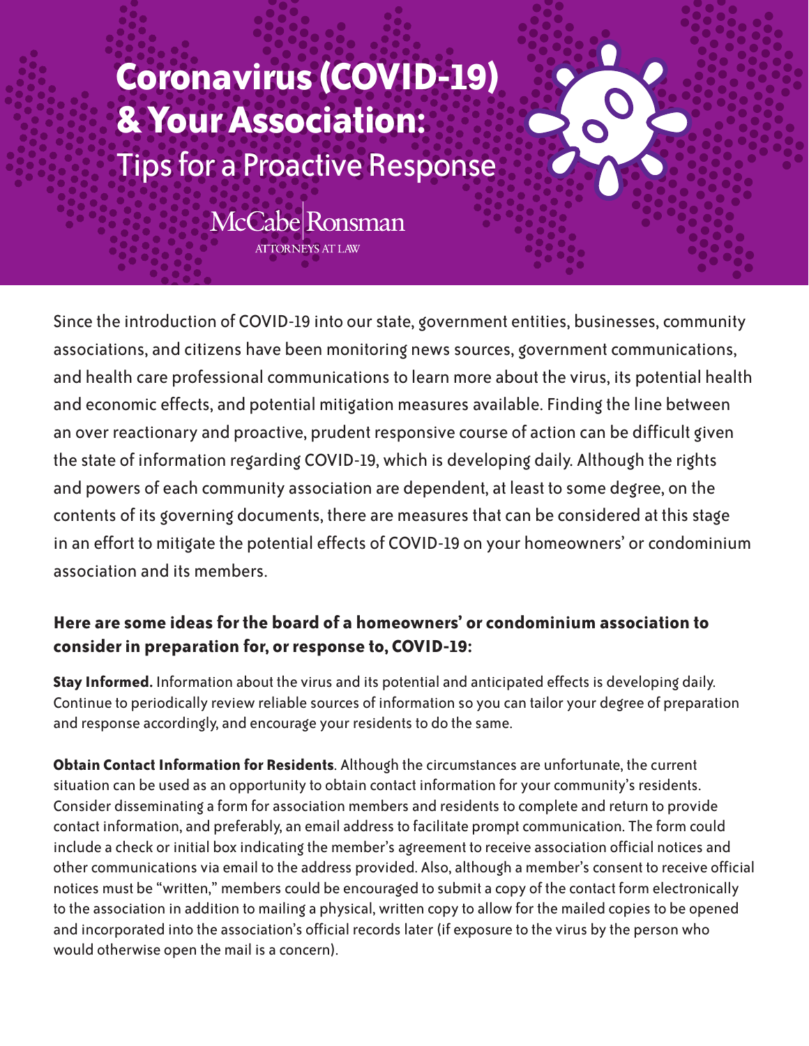# Coronavirus (COVID-19) & Your Association:

## Tips for a Proactive Response

McCabe | Ronsman
ATTORNEYS AT LAW

Since the introduction of COVID-19 into our state, government entities, businesses, community associations, and citizens have been monitoring news sources, government communications, and health care professional communications to learn more about the virus, its potential health and economic effects, and potential mitigation measures available. Finding the line between an over reactionary and proactive, prudent responsive course of action can be difficult given the state of information regarding COVID-19, which is developing daily. Although the rights and powers of each community association are dependent, at least to some degree, on the contents of its governing documents, there are measures that can be considered at this stage in an effort to mitigate the potential effects of COVID-19 on your homeowners' or condominium association and its members.

**Here are some ideas for the board of a homeowners' or condominium association to consider in preparation for, or response to, COVID-19:**

**Stay Informed.** Information about the virus and its potential and anticipated effects is developing daily. Continue to periodically review reliable sources of information so you can tailor your degree of preparation and response accordingly, and encourage your residents to do the same.

**Obtain Contact Information for Residents**. Although the circumstances are unfortunate, the current situation can be used as an opportunity to obtain contact information for your community's residents. Consider disseminating a form for association members and residents to complete and return to provide contact information, and preferably, an email address to facilitate prompt communication. The form could include a check or initial box indicating the member's agreement to receive association official notices and other communications via email to the address provided. Also, although a member's consent to receive official notices must be "written," members could be encouraged to submit a copy of the contact form electronically to the association in addition to mailing a physical, written copy to allow for the mailed copies to be opened and incorporated into the association's official records later (if exposure to the virus by the person who would otherwise open the mail is a concern).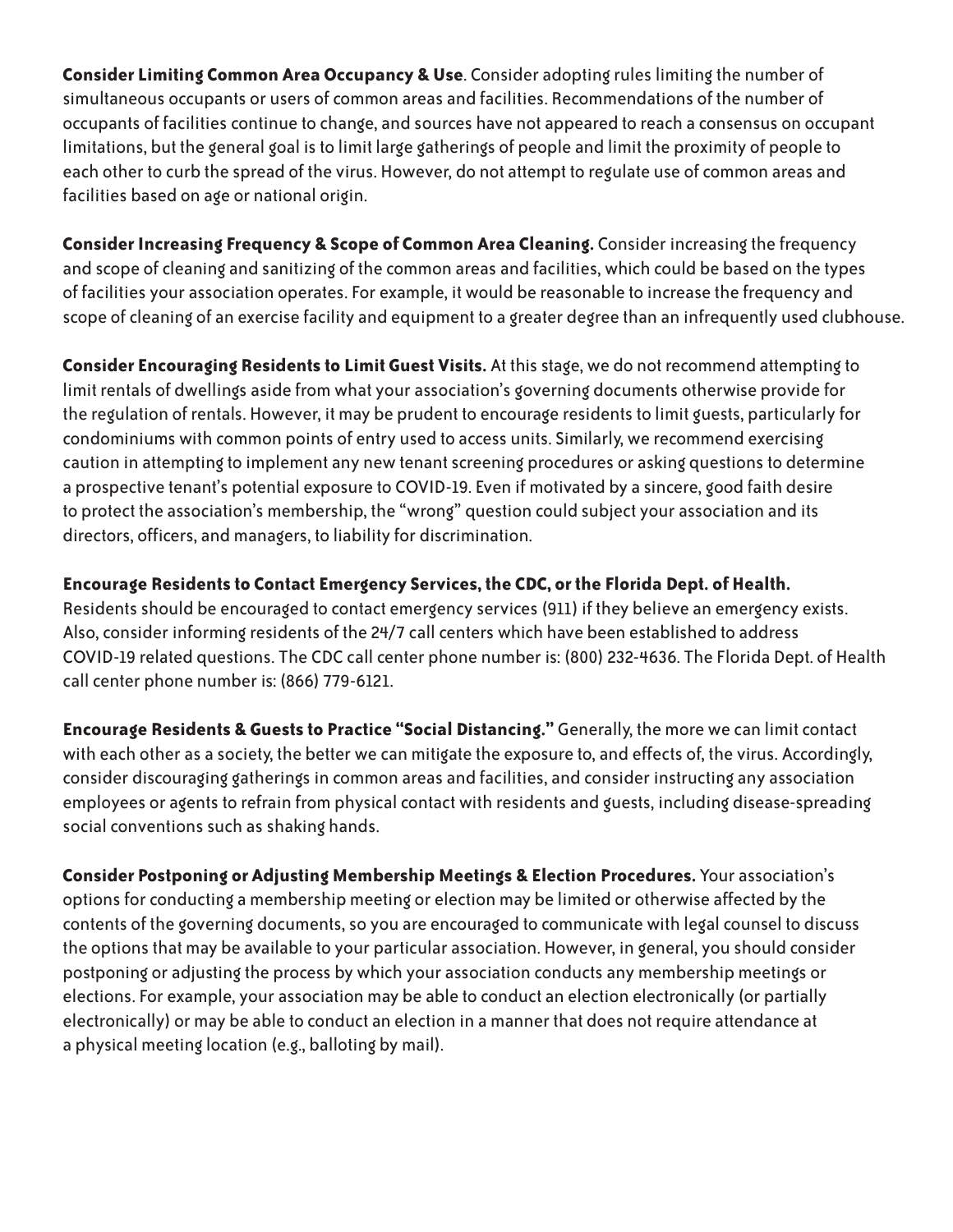**Consider Limiting Common Area Occupancy & Use**. Consider adopting rules limiting the number of simultaneous occupants or users of common areas and facilities. Recommendations of the number of occupants of facilities continue to change, and sources have not appeared to reach a consensus on occupant limitations, but the general goal is to limit large gatherings of people and limit the proximity of people to each other to curb the spread of the virus. However, do not attempt to regulate use of common areas and facilities based on age or national origin.

**Consider Increasing Frequency & Scope of Common Area Cleaning.** Consider increasing the frequency and scope of cleaning and sanitizing of the common areas and facilities, which could be based on the types of facilities your association operates. For example, it would be reasonable to increase the frequency and scope of cleaning of an exercise facility and equipment to a greater degree than an infrequently used clubhouse.

**Consider Encouraging Residents to Limit Guest Visits.** At this stage, we do not recommend attempting to limit rentals of dwellings aside from what your association's governing documents otherwise provide for the regulation of rentals. However, it may be prudent to encourage residents to limit guests, particularly for condominiums with common points of entry used to access units. Similarly, we recommend exercising caution in attempting to implement any new tenant screening procedures or asking questions to determine a prospective tenant's potential exposure to COVID-19. Even if motivated by a sincere, good faith desire to protect the association's membership, the "wrong" question could subject your association and its directors, officers, and managers, to liability for discrimination.

**Encourage Residents to Contact Emergency Services, the CDC, or the Florida Dept. of Health.**
Residents should be encouraged to contact emergency services (911) if they believe an emergency exists. Also, consider informing residents of the 24/7 call centers which have been established to address COVID-19 related questions. The CDC call center phone number is: (800) 232-4636. The Florida Dept. of Health call center phone number is: (866) 779-6121.

**Encourage Residents & Guests to Practice "Social Distancing."** Generally, the more we can limit contact with each other as a society, the better we can mitigate the exposure to, and effects of, the virus. Accordingly, consider discouraging gatherings in common areas and facilities, and consider instructing any association employees or agents to refrain from physical contact with residents and guests, including disease-spreading social conventions such as shaking hands.

**Consider Postponing or Adjusting Membership Meetings & Election Procedures.** Your association's options for conducting a membership meeting or election may be limited or otherwise affected by the contents of the governing documents, so you are encouraged to communicate with legal counsel to discuss the options that may be available to your particular association. However, in general, you should consider postponing or adjusting the process by which your association conducts any membership meetings or elections. For example, your association may be able to conduct an election electronically (or partially electronically) or may be able to conduct an election in a manner that does not require attendance at a physical meeting location (e.g., balloting by mail).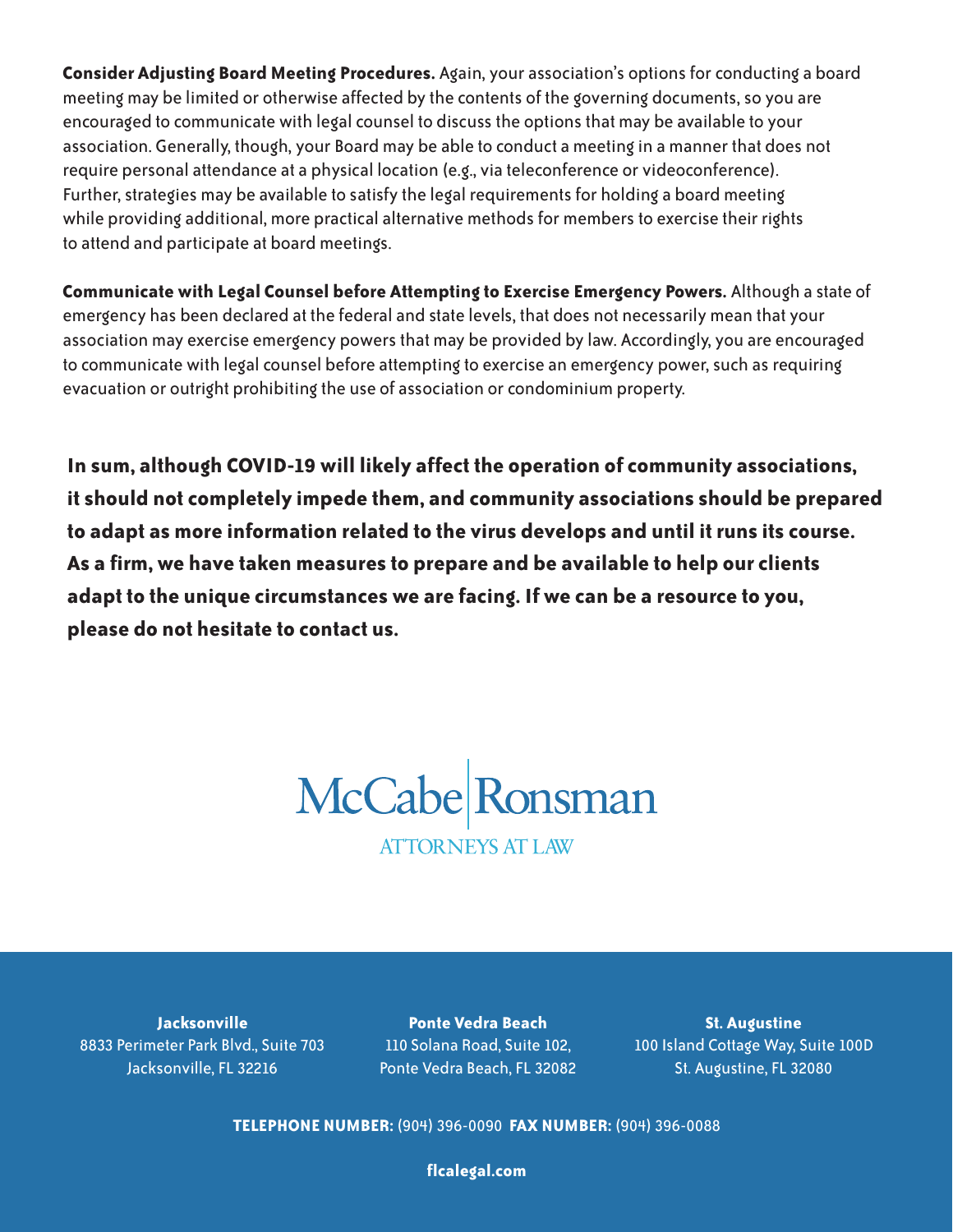**Consider Adjusting Board Meeting Procedures.** Again, your association's options for conducting a board meeting may be limited or otherwise affected by the contents of the governing documents, so you are encouraged to communicate with legal counsel to discuss the options that may be available to your association. Generally, though, your Board may be able to conduct a meeting in a manner that does not require personal attendance at a physical location (e.g., via teleconference or videoconference). Further, strategies may be available to satisfy the legal requirements for holding a board meeting while providing additional, more practical alternative methods for members to exercise their rights to attend and participate at board meetings.

**Communicate with Legal Counsel before Attempting to Exercise Emergency Powers.** Although a state of emergency has been declared at the federal and state levels, that does not necessarily mean that your association may exercise emergency powers that may be provided by law. Accordingly, you are encouraged to communicate with legal counsel before attempting to exercise an emergency power, such as requiring evacuation or outright prohibiting the use of association or condominium property.

**In sum, although COVID-19 will likely affect the operation of community associations, it should not completely impede them, and community associations should be prepared to adapt as more information related to the virus develops and until it runs its course. As a firm, we have taken measures to prepare and be available to help our clients adapt to the unique circumstances we are facing. If we can be a resource to you, please do not hesitate to contact us.**

McCabe | Ronsman
ATTORNEYS AT LAW

**Jacksonville**
8833 Perimeter Park Blvd., Suite 703
Jacksonville, FL 32216

**Ponte Vedra Beach**
110 Solana Road, Suite 102,
Ponte Vedra Beach, FL 32082

**St. Augustine**
100 Island Cottage Way, Suite 100D
St. Augustine, FL 32080

**TELEPHONE NUMBER:** (904) 396-0090 **FAX NUMBER:** (904) 396-0088

**flcalegal.com**